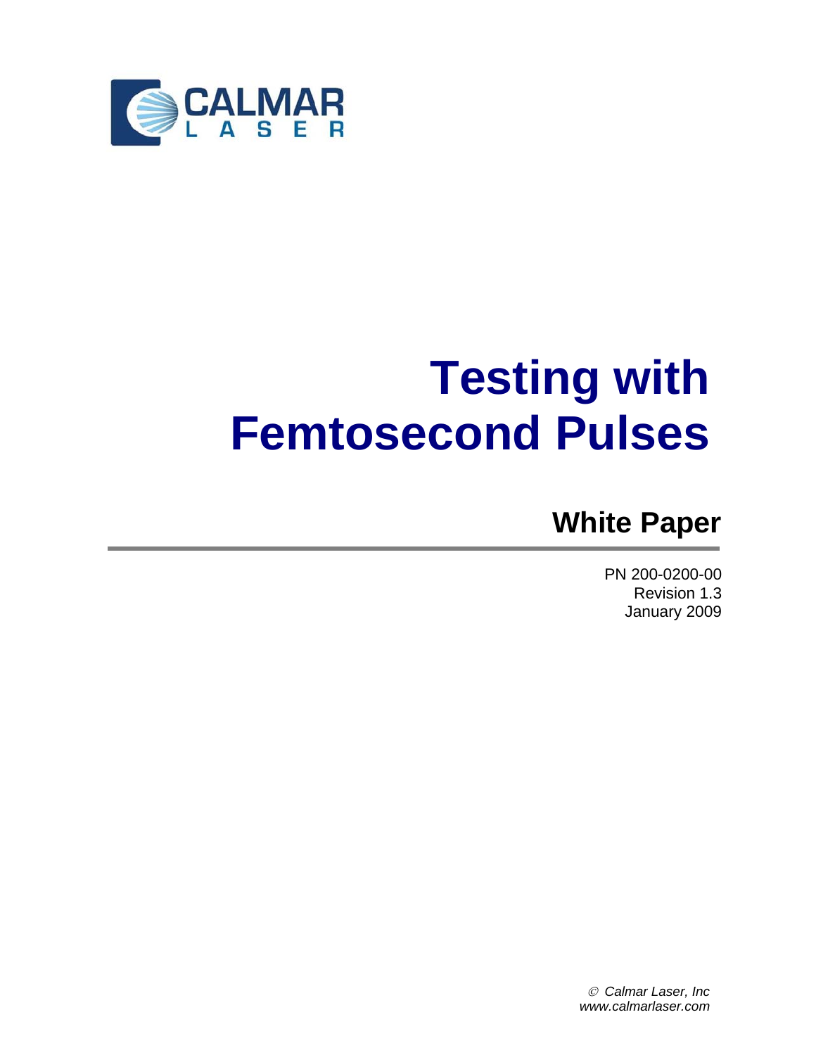CALMAR LASER

# Testing with Femtosecond Pulses

## White Paper

PN 200-0200-00
Revision 1.3
January 2009

© *Calmar Laser, Inc*
*www.calmarlaser.com*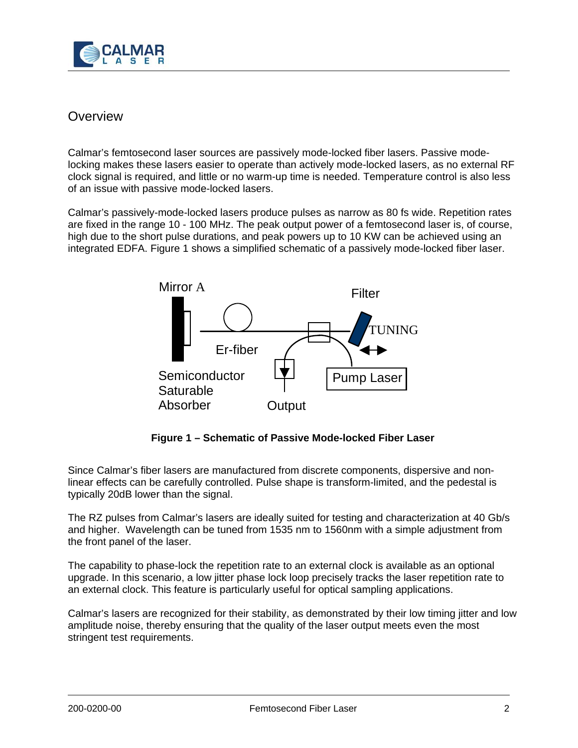## Overview

Calmar's femtosecond laser sources are passively mode-locked fiber lasers. Passive mode-locking makes these lasers easier to operate than actively mode-locked lasers, as no external RF clock signal is required, and little or no warm-up time is needed. Temperature control is also less of an issue with passive mode-locked lasers.

Calmar's passively-mode-locked lasers produce pulses as narrow as 80 fs wide. Repetition rates are fixed in the range 10 - 100 MHz. The peak output power of a femtosecond laser is, of course, high due to the short pulse durations, and peak powers up to 10 KW can be achieved using an integrated EDFA. Figure 1 shows a simplified schematic of a passively mode-locked fiber laser.

Mirror A

Filter

TUNING

Er-fiber

Semiconductor Saturable Absorber

Output

Pump Laser

**Figure 1 – Schematic of Passive Mode-locked Fiber Laser**

Since Calmar's fiber lasers are manufactured from discrete components, dispersive and non-linear effects can be carefully controlled. Pulse shape is transform-limited, and the pedestal is typically 20dB lower than the signal.

The RZ pulses from Calmar's lasers are ideally suited for testing and characterization at 40 Gb/s and higher. Wavelength can be tuned from 1535 nm to 1560nm with a simple adjustment from the front panel of the laser.

The capability to phase-lock the repetition rate to an external clock is available as an optional upgrade. In this scenario, a low jitter phase lock loop precisely tracks the laser repetition rate to an external clock. This feature is particularly useful for optical sampling applications.

Calmar's lasers are recognized for their stability, as demonstrated by their low timing jitter and low amplitude noise, thereby ensuring that the quality of the laser output meets even the most stringent test requirements.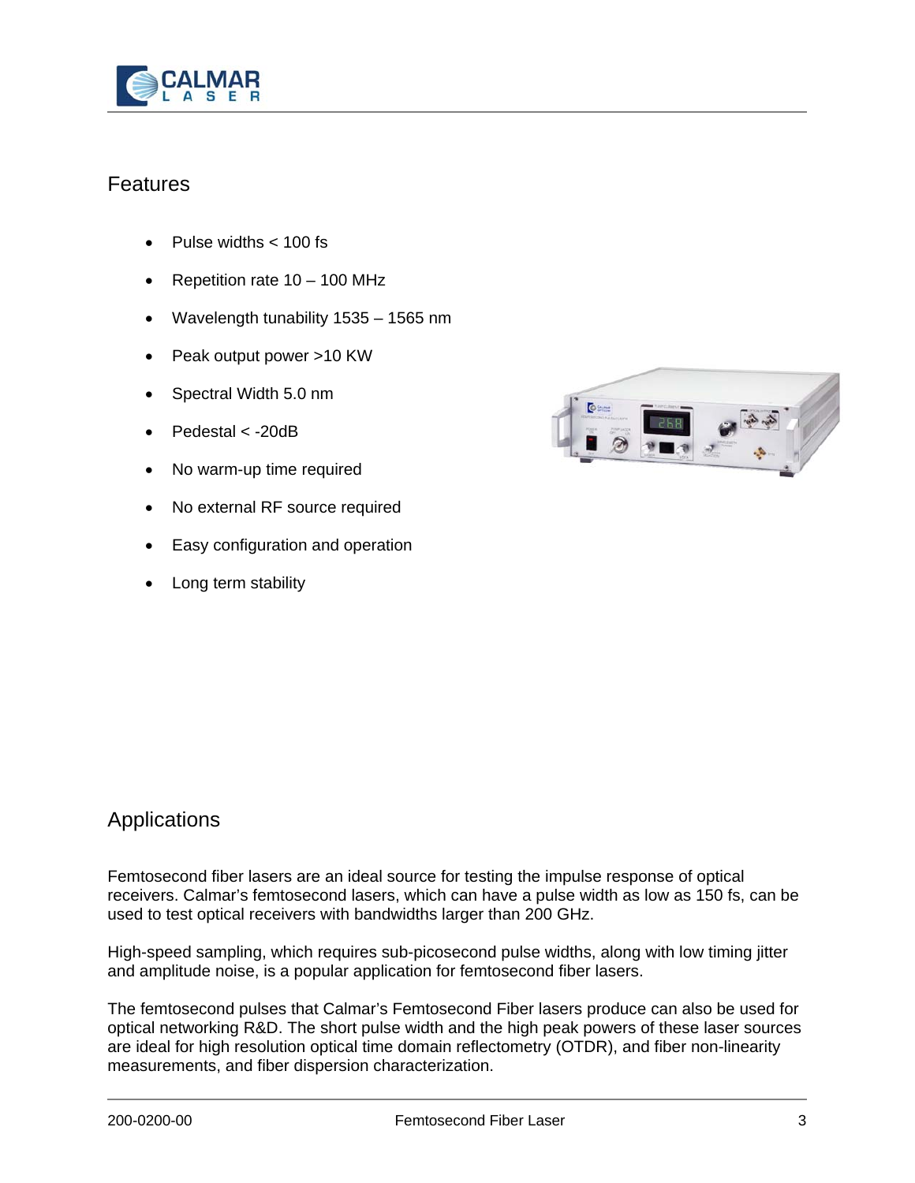## Features

- Pulse widths < 100 fs
- Repetition rate 10 – 100 MHz
- Wavelength tunability 1535 – 1565 nm
- Peak output power >10 KW
- Spectral Width 5.0 nm
- Pedestal < -20dB
- No warm-up time required
- No external RF source required
- Easy configuration and operation
- Long term stability

## Applications

Femtosecond fiber lasers are an ideal source for testing the impulse response of optical receivers. Calmar's femtosecond lasers, which can have a pulse width as low as 150 fs, can be used to test optical receivers with bandwidths larger than 200 GHz.

High-speed sampling, which requires sub-picosecond pulse widths, along with low timing jitter and amplitude noise, is a popular application for femtosecond fiber lasers.

The femtosecond pulses that Calmar's Femtosecond Fiber lasers produce can also be used for optical networking R&D. The short pulse width and the high peak powers of these laser sources are ideal for high resolution optical time domain reflectometry (OTDR), and fiber non-linearity measurements, and fiber dispersion characterization.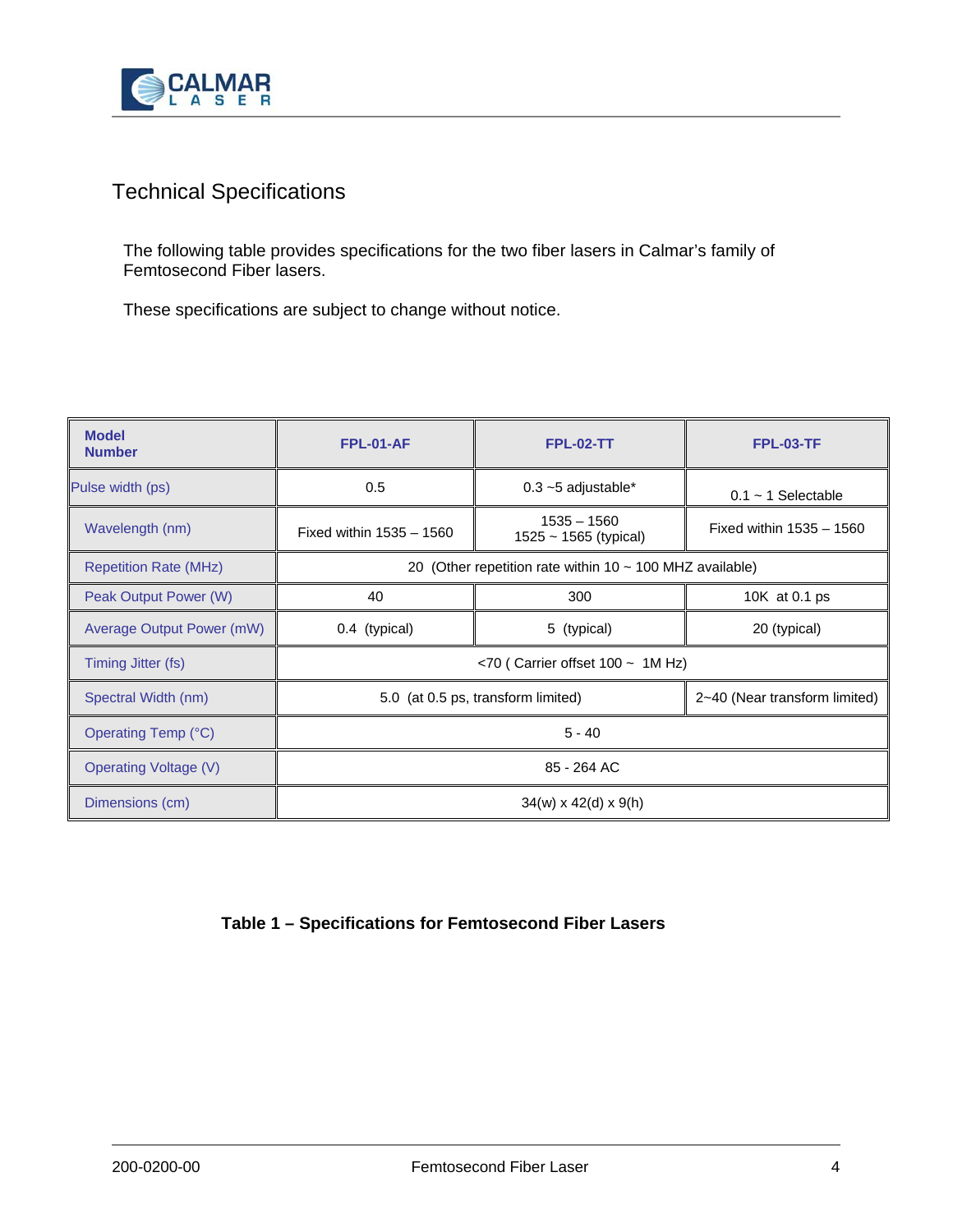## Technical Specifications

The following table provides specifications for the two fiber lasers in Calmar's family of Femtosecond Fiber lasers.

These specifications are subject to change without notice.

| Model Number | FPL-01-AF | FPL-02-TT | FPL-03-TF |
|---|---|---|---|
| Pulse width (ps) | 0.5 | 0.3 ~5 adjustable* | 0.1 ~ 1 Selectable |
| Wavelength (nm) | Fixed within 1535 – 1560 | 1535 – 1560<br>1525 ~ 1565 (typical) | Fixed within 1535 – 1560 |
| Repetition Rate (MHz) | 20 (Other repetition rate within 10 ~ 100 MHZ available) | | |
| Peak Output Power (W) | 40 | 300 | 10K at 0.1 ps |
| Average Output Power (mW) | 0.4 (typical) | 5 (typical) | 20 (typical) |
| Timing Jitter (fs) | <70 ( Carrier offset 100 ~ 1M Hz) | | |
| Spectral Width (nm) | 5.0 (at 0.5 ps, transform limited) | | 2~40 (Near transform limited) |
| Operating Temp (°C) | 5 - 40 | | |
| Operating Voltage (V) | 85 - 264 AC | | |
| Dimensions (cm) | 34(w) x 42(d) x 9(h) | | |

**Table 1 – Specifications for Femtosecond Fiber Lasers**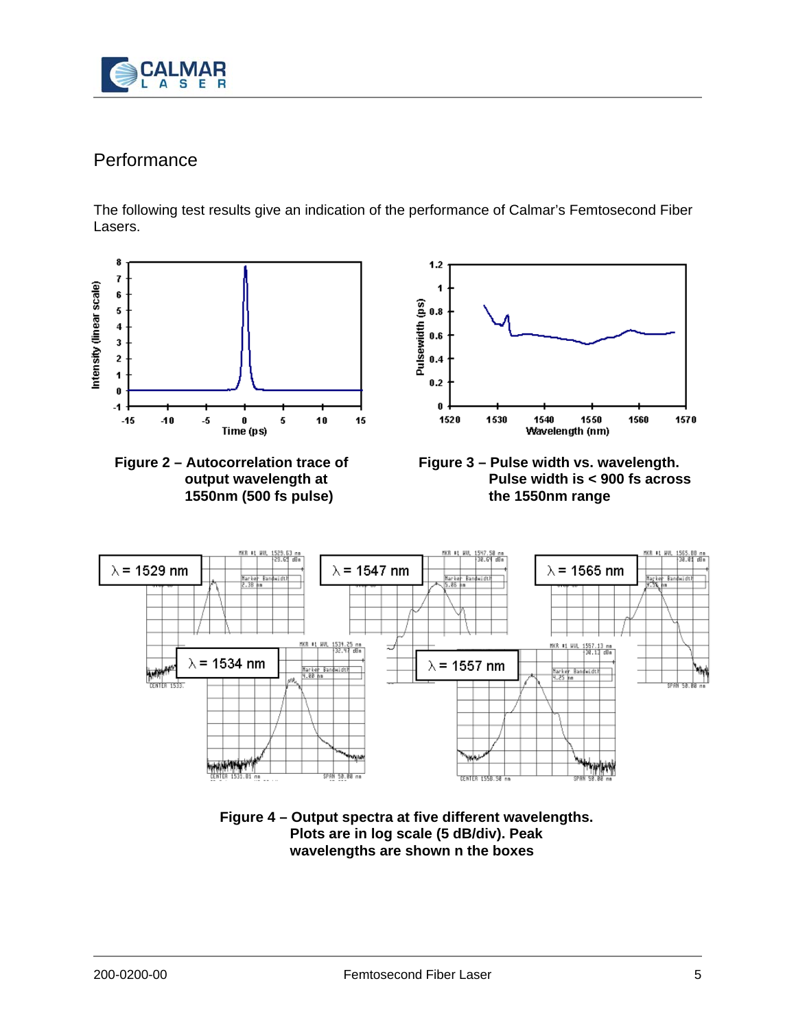## Performance

The following test results give an indication of the performance of Calmar's Femtosecond Fiber Lasers.

**Figure 2 – Autocorrelation trace of output wavelength at 1550nm (500 fs pulse)**

**Figure 3 – Pulse width vs. wavelength. Pulse width is < 900 fs across the 1550nm range**

**Figure 4 – Output spectra at five different wavelengths. Plots are in log scale (5 dB/div). Peak wavelengths are shown n the boxes**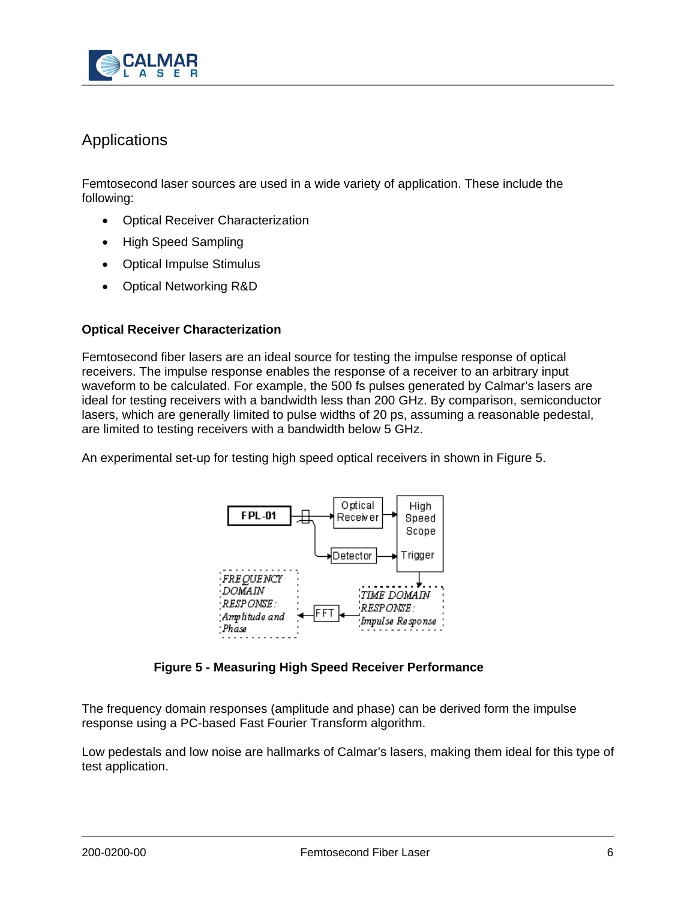## Applications

Femtosecond laser sources are used in a wide variety of application. These include the following:

- Optical Receiver Characterization
- High Speed Sampling
- Optical Impulse Stimulus
- Optical Networking R&D

### Optical Receiver Characterization

Femtosecond fiber lasers are an ideal source for testing the impulse response of optical receivers. The impulse response enables the response of a receiver to an arbitrary input waveform to be calculated. For example, the 500 fs pulses generated by Calmar's lasers are ideal for testing receivers with a bandwidth less than 200 GHz. By comparison, semiconductor lasers, which are generally limited to pulse widths of 20 ps, assuming a reasonable pedestal, are limited to testing receivers with a bandwidth below 5 GHz.

An experimental set-up for testing high speed optical receivers in shown in Figure 5.

**Figure 5 - Measuring High Speed Receiver Performance**

The frequency domain responses (amplitude and phase) can be derived form the impulse response using a PC-based Fast Fourier Transform algorithm.

Low pedestals and low noise are hallmarks of Calmar's lasers, making them ideal for this type of test application.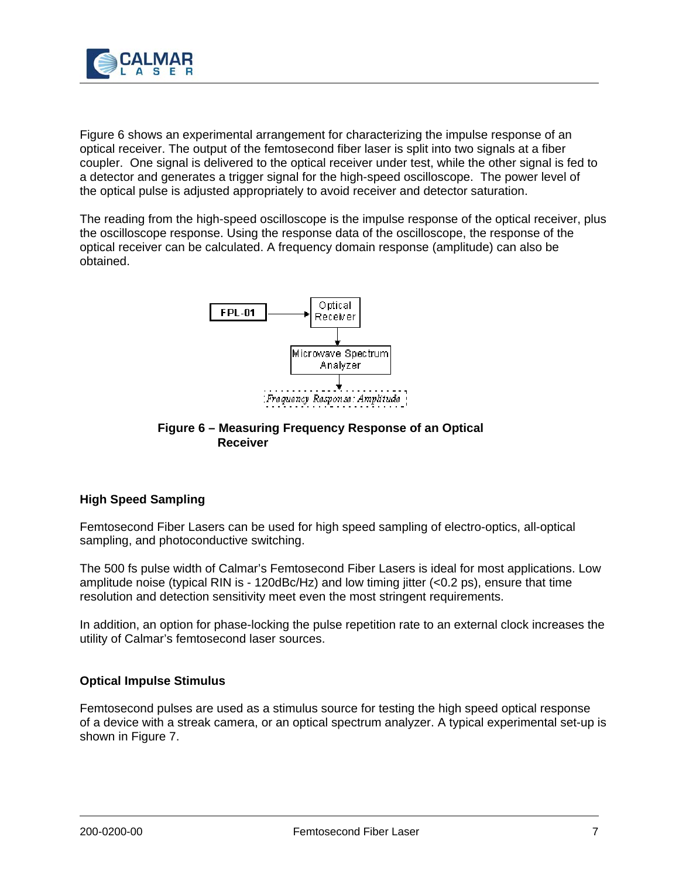Figure 6 shows an experimental arrangement for characterizing the impulse response of an optical receiver. The output of the femtosecond fiber laser is split into two signals at a fiber coupler. One signal is delivered to the optical receiver under test, while the other signal is fed to a detector and generates a trigger signal for the high-speed oscilloscope. The power level of the optical pulse is adjusted appropriately to avoid receiver and detector saturation.

The reading from the high-speed oscilloscope is the impulse response of the optical receiver, plus the oscilloscope response. Using the response data of the oscilloscope, the response of the optical receiver can be calculated. A frequency domain response (amplitude) can also be obtained.

FPL-01 → Optical Receiver → Microwave Spectrum Analyzer → *Frequency Response: Amplitude*

**Figure 6 – Measuring Frequency Response of an Optical Receiver**

### High Speed Sampling

Femtosecond Fiber Lasers can be used for high speed sampling of electro-optics, all-optical sampling, and photoconductive switching.

The 500 fs pulse width of Calmar's Femtosecond Fiber Lasers is ideal for most applications. Low amplitude noise (typical RIN is - 120dBc/Hz) and low timing jitter (<0.2 ps), ensure that time resolution and detection sensitivity meet even the most stringent requirements.

In addition, an option for phase-locking the pulse repetition rate to an external clock increases the utility of Calmar's femtosecond laser sources.

### Optical Impulse Stimulus

Femtosecond pulses are used as a stimulus source for testing the high speed optical response of a device with a streak camera, or an optical spectrum analyzer. A typical experimental set-up is shown in Figure 7.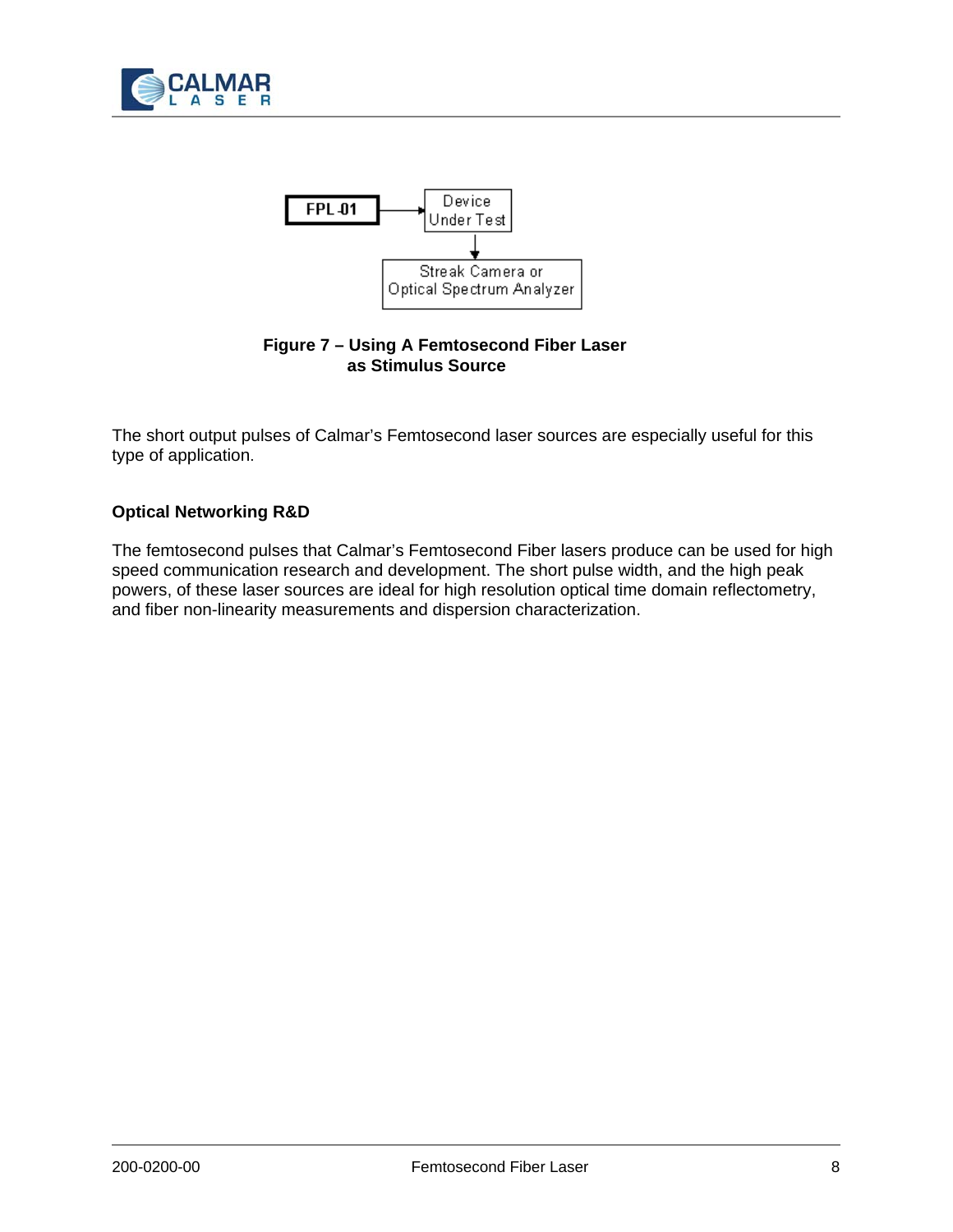FPL-01 → Device Under Test → Streak Camera or Optical Spectrum Analyzer

**Figure 7 – Using A Femtosecond Fiber Laser as Stimulus Source**

The short output pulses of Calmar's Femtosecond laser sources are especially useful for this type of application.

### Optical Networking R&D

The femtosecond pulses that Calmar's Femtosecond Fiber lasers produce can be used for high speed communication research and development. The short pulse width, and the high peak powers, of these laser sources are ideal for high resolution optical time domain reflectometry, and fiber non-linearity measurements and dispersion characterization.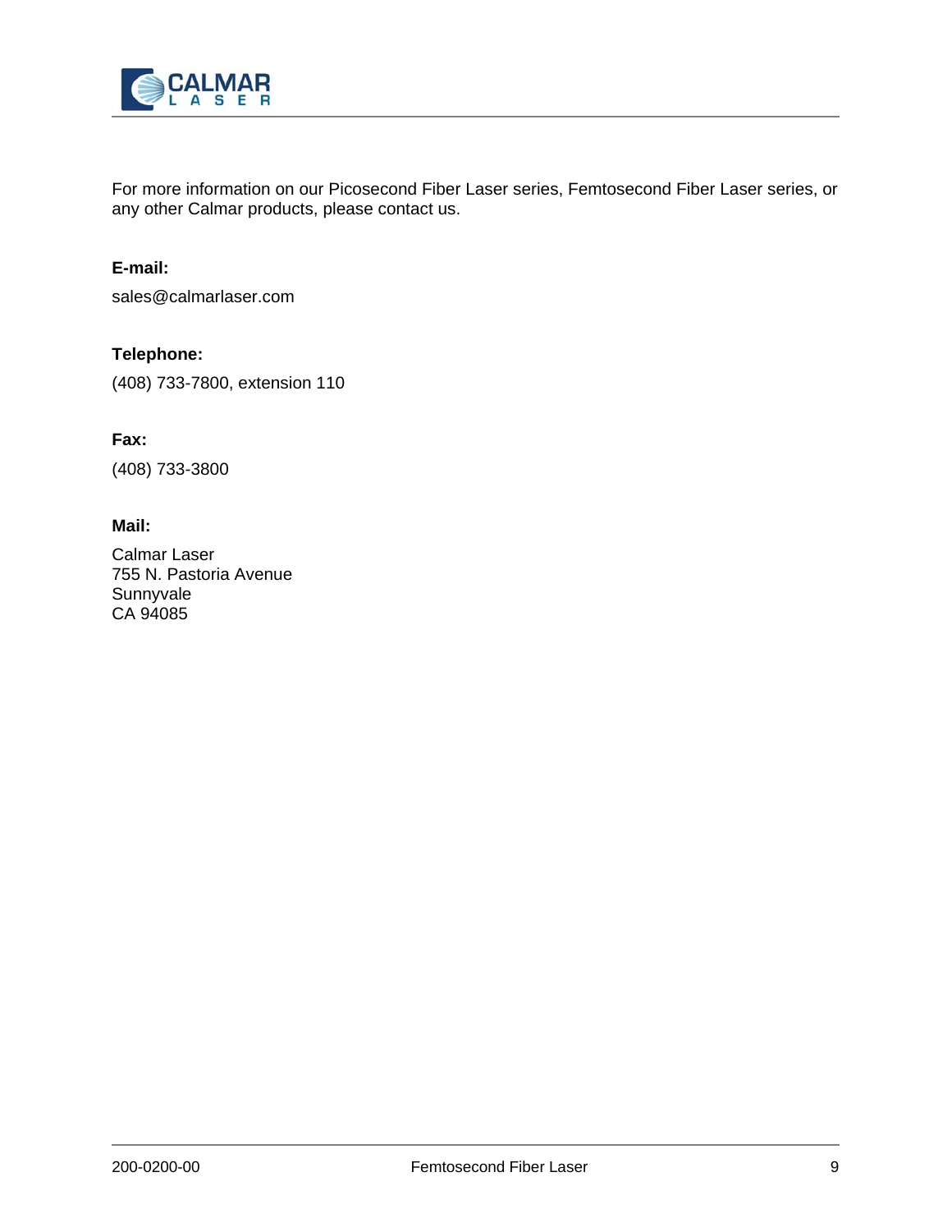For more information on our Picosecond Fiber Laser series, Femtosecond Fiber Laser series, or any other Calmar products, please contact us.

**E-mail:**

sales@calmarlaser.com

**Telephone:**

(408) 733-7800, extension 110

**Fax:**

(408) 733-3800

**Mail:**

Calmar Laser
755 N. Pastoria Avenue
Sunnyvale
CA 94085